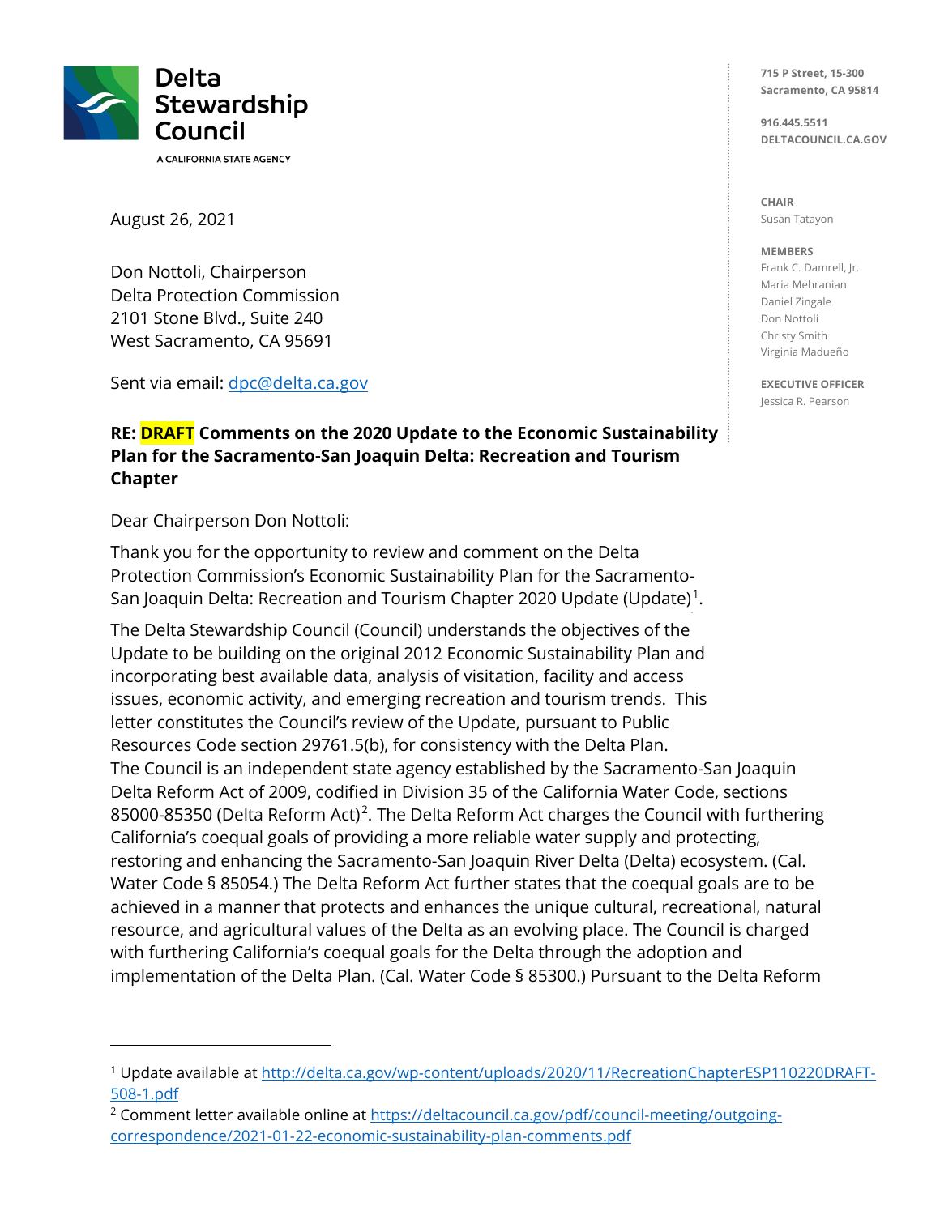# Delta Stewardship Council

A CALIFORNIA STATE AGENCY

715 P Street, 15-300
Sacramento, CA 95814

916.445.5511
DELTACOUNCIL.CA.GOV

**CHAIR**
Susan Tatayon

**MEMBERS**
Frank C. Damrell, Jr.
Maria Mehranian
Daniel Zingale
Don Nottoli
Christy Smith
Virginia Madueño

**EXECUTIVE OFFICER**
Jessica R. Pearson

August 26, 2021

Don Nottoli, Chairperson
Delta Protection Commission
2101 Stone Blvd., Suite 240
West Sacramento, CA 95691

Sent via email: dpc@delta.ca.gov

**RE: DRAFT Comments on the 2020 Update to the Economic Sustainability Plan for the Sacramento-San Joaquin Delta: Recreation and Tourism Chapter**

Dear Chairperson Don Nottoli:

Thank you for the opportunity to review and comment on the Delta Protection Commission's Economic Sustainability Plan for the Sacramento-San Joaquin Delta: Recreation and Tourism Chapter 2020 Update (Update)[1].

The Delta Stewardship Council (Council) understands the objectives of the Update to be building on the original 2012 Economic Sustainability Plan and incorporating best available data, analysis of visitation, facility and access issues, economic activity, and emerging recreation and tourism trends. This letter constitutes the Council's review of the Update, pursuant to Public Resources Code section 29761.5(b), for consistency with the Delta Plan.
The Council is an independent state agency established by the Sacramento-San Joaquin Delta Reform Act of 2009, codified in Division 35 of the California Water Code, sections 85000-85350 (Delta Reform Act)[2]. The Delta Reform Act charges the Council with furthering California's coequal goals of providing a more reliable water supply and protecting, restoring and enhancing the Sacramento-San Joaquin River Delta (Delta) ecosystem. (Cal. Water Code § 85054.) The Delta Reform Act further states that the coequal goals are to be achieved in a manner that protects and enhances the unique cultural, recreational, natural resource, and agricultural values of the Delta as an evolving place. The Council is charged with furthering California's coequal goals for the Delta through the adoption and implementation of the Delta Plan. (Cal. Water Code § 85300.) Pursuant to the Delta Reform

---

[1] Update available at http://delta.ca.gov/wp-content/uploads/2020/11/RecreationChapterESP110220DRAFT-508-1.pdf

[2] Comment letter available online at https://deltacouncil.ca.gov/pdf/council-meeting/outgoing-correspondence/2021-01-22-economic-sustainability-plan-comments.pdf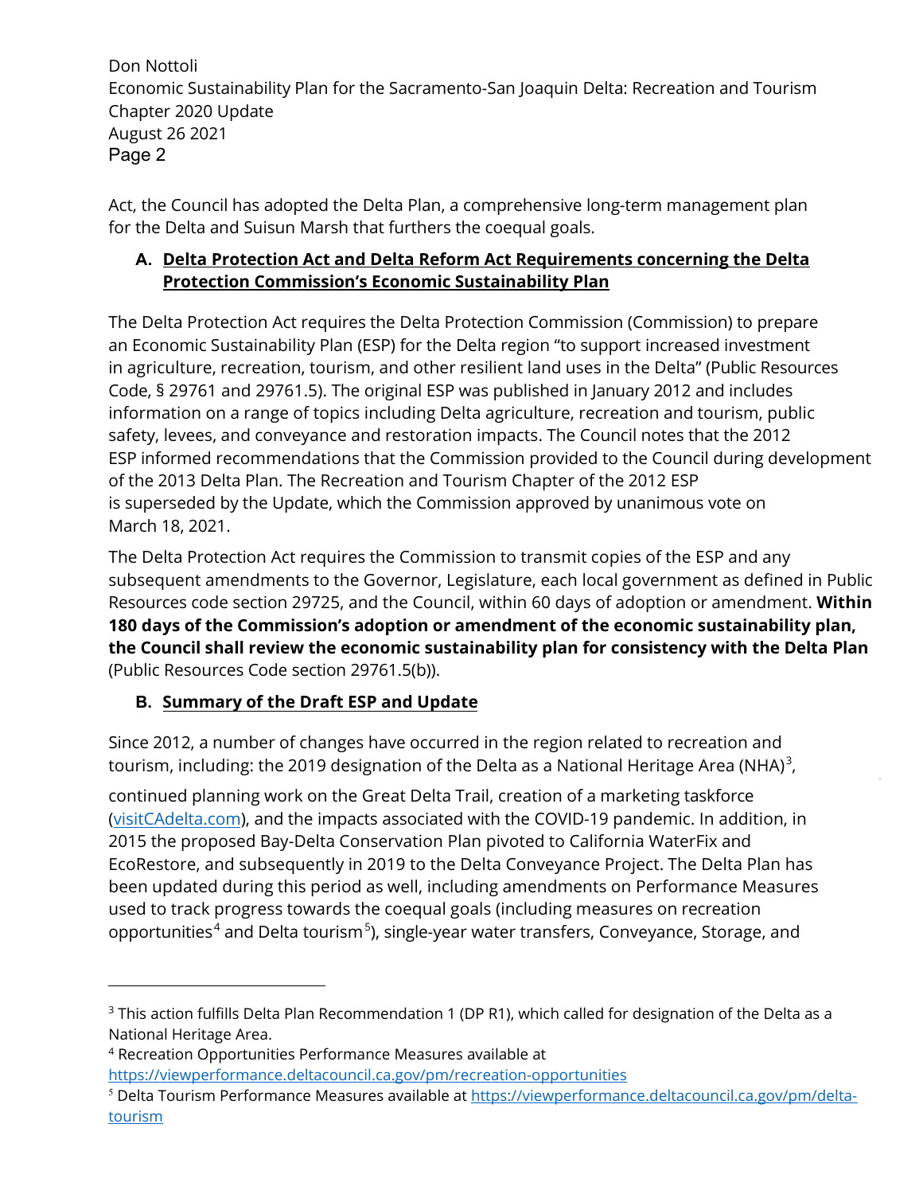Act, the Council has adopted the Delta Plan, a comprehensive long-term management plan for the Delta and Suisun Marsh that furthers the coequal goals.

### A. Delta Protection Act and Delta Reform Act Requirements concerning the Delta Protection Commission's Economic Sustainability Plan

The Delta Protection Act requires the Delta Protection Commission (Commission) to prepare an Economic Sustainability Plan (ESP) for the Delta region "to support increased investment in agriculture, recreation, tourism, and other resilient land uses in the Delta" (Public Resources Code, § 29761 and 29761.5). The original ESP was published in January 2012 and includes information on a range of topics including Delta agriculture, recreation and tourism, public safety, levees, and conveyance and restoration impacts. The Council notes that the 2012 ESP informed recommendations that the Commission provided to the Council during development of the 2013 Delta Plan. The Recreation and Tourism Chapter of the 2012 ESP is superseded by the Update, which the Commission approved by unanimous vote on March 18, 2021.

The Delta Protection Act requires the Commission to transmit copies of the ESP and any subsequent amendments to the Governor, Legislature, each local government as defined in Public Resources code section 29725, and the Council, within 60 days of adoption or amendment. **Within 180 days of the Commission's adoption or amendment of the economic sustainability plan, the Council shall review the economic sustainability plan for consistency with the Delta Plan** (Public Resources Code section 29761.5(b)).

### B. Summary of the Draft ESP and Update

Since 2012, a number of changes have occurred in the region related to recreation and tourism, including: the 2019 designation of the Delta as a National Heritage Area (NHA)[3], continued planning work on the Great Delta Trail, creation of a marketing taskforce (visitCAdelta.com), and the impacts associated with the COVID-19 pandemic. In addition, in 2015 the proposed Bay-Delta Conservation Plan pivoted to California WaterFix and EcoRestore, and subsequently in 2019 to the Delta Conveyance Project. The Delta Plan has been updated during this period as well, including amendments on Performance Measures used to track progress towards the coequal goals (including measures on recreation opportunities[4] and Delta tourism[5]), single-year water transfers, Conveyance, Storage, and

---

[3] This action fulfills Delta Plan Recommendation 1 (DP R1), which called for designation of the Delta as a National Heritage Area.

[4] Recreation Opportunities Performance Measures available at https://viewperformance.deltacouncil.ca.gov/pm/recreation-opportunities

[5] Delta Tourism Performance Measures available at https://viewperformance.deltacouncil.ca.gov/pm/delta-tourism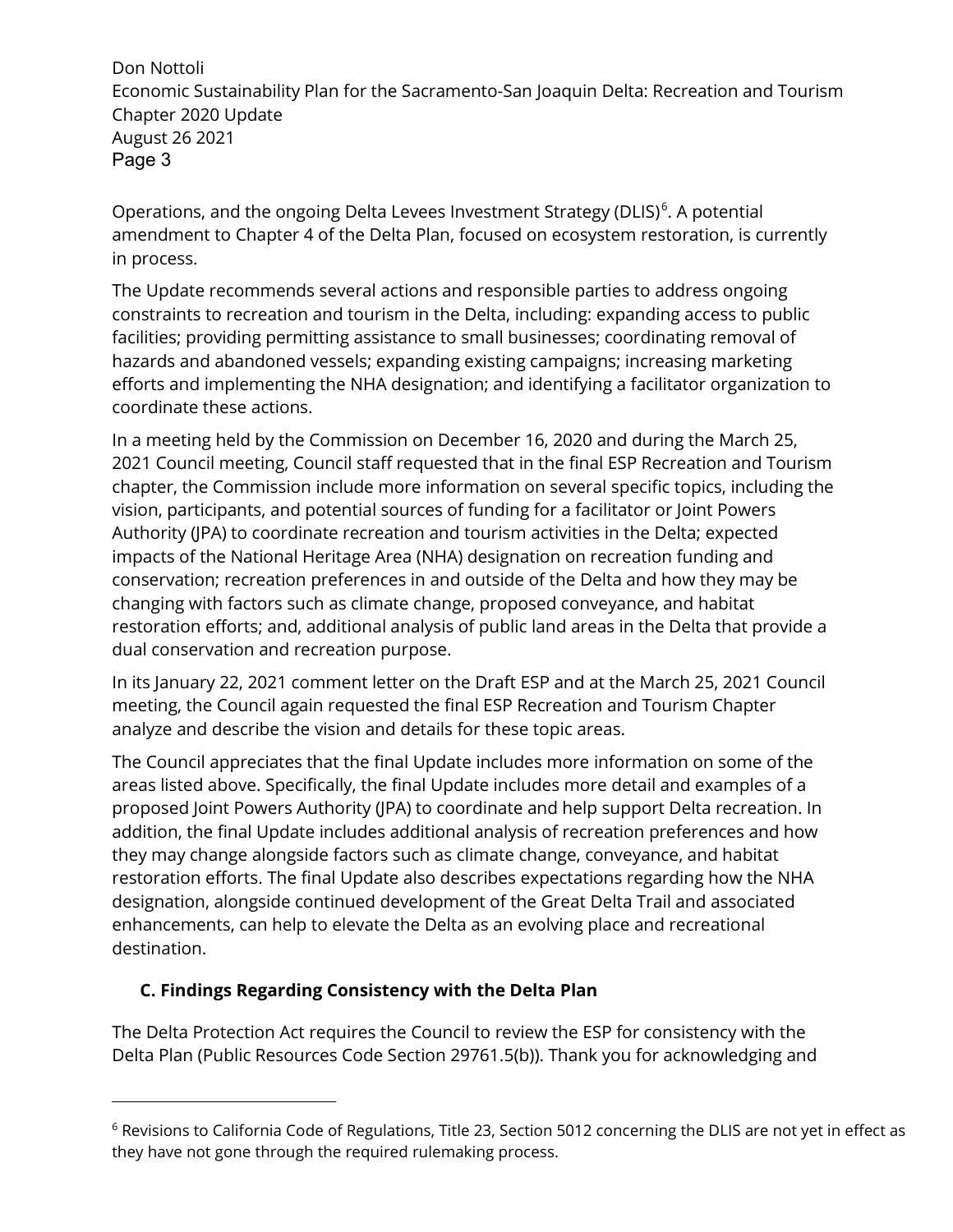Operations, and the ongoing Delta Levees Investment Strategy (DLIS)[6]. A potential amendment to Chapter 4 of the Delta Plan, focused on ecosystem restoration, is currently in process.

The Update recommends several actions and responsible parties to address ongoing constraints to recreation and tourism in the Delta, including: expanding access to public facilities; providing permitting assistance to small businesses; coordinating removal of hazards and abandoned vessels; expanding existing campaigns; increasing marketing efforts and implementing the NHA designation; and identifying a facilitator organization to coordinate these actions.

In a meeting held by the Commission on December 16, 2020 and during the March 25, 2021 Council meeting, Council staff requested that in the final ESP Recreation and Tourism chapter, the Commission include more information on several specific topics, including the vision, participants, and potential sources of funding for a facilitator or Joint Powers Authority (JPA) to coordinate recreation and tourism activities in the Delta; expected impacts of the National Heritage Area (NHA) designation on recreation funding and conservation; recreation preferences in and outside of the Delta and how they may be changing with factors such as climate change, proposed conveyance, and habitat restoration efforts; and, additional analysis of public land areas in the Delta that provide a dual conservation and recreation purpose.

In its January 22, 2021 comment letter on the Draft ESP and at the March 25, 2021 Council meeting, the Council again requested the final ESP Recreation and Tourism Chapter analyze and describe the vision and details for these topic areas.

The Council appreciates that the final Update includes more information on some of the areas listed above. Specifically, the final Update includes more detail and examples of a proposed Joint Powers Authority (JPA) to coordinate and help support Delta recreation. In addition, the final Update includes additional analysis of recreation preferences and how they may change alongside factors such as climate change, conveyance, and habitat restoration efforts. The final Update also describes expectations regarding how the NHA designation, alongside continued development of the Great Delta Trail and associated enhancements, can help to elevate the Delta as an evolving place and recreational destination.

### C. Findings Regarding Consistency with the Delta Plan

The Delta Protection Act requires the Council to review the ESP for consistency with the Delta Plan (Public Resources Code Section 29761.5(b)). Thank you for acknowledging and

---

[6] Revisions to California Code of Regulations, Title 23, Section 5012 concerning the DLIS are not yet in effect as they have not gone through the required rulemaking process.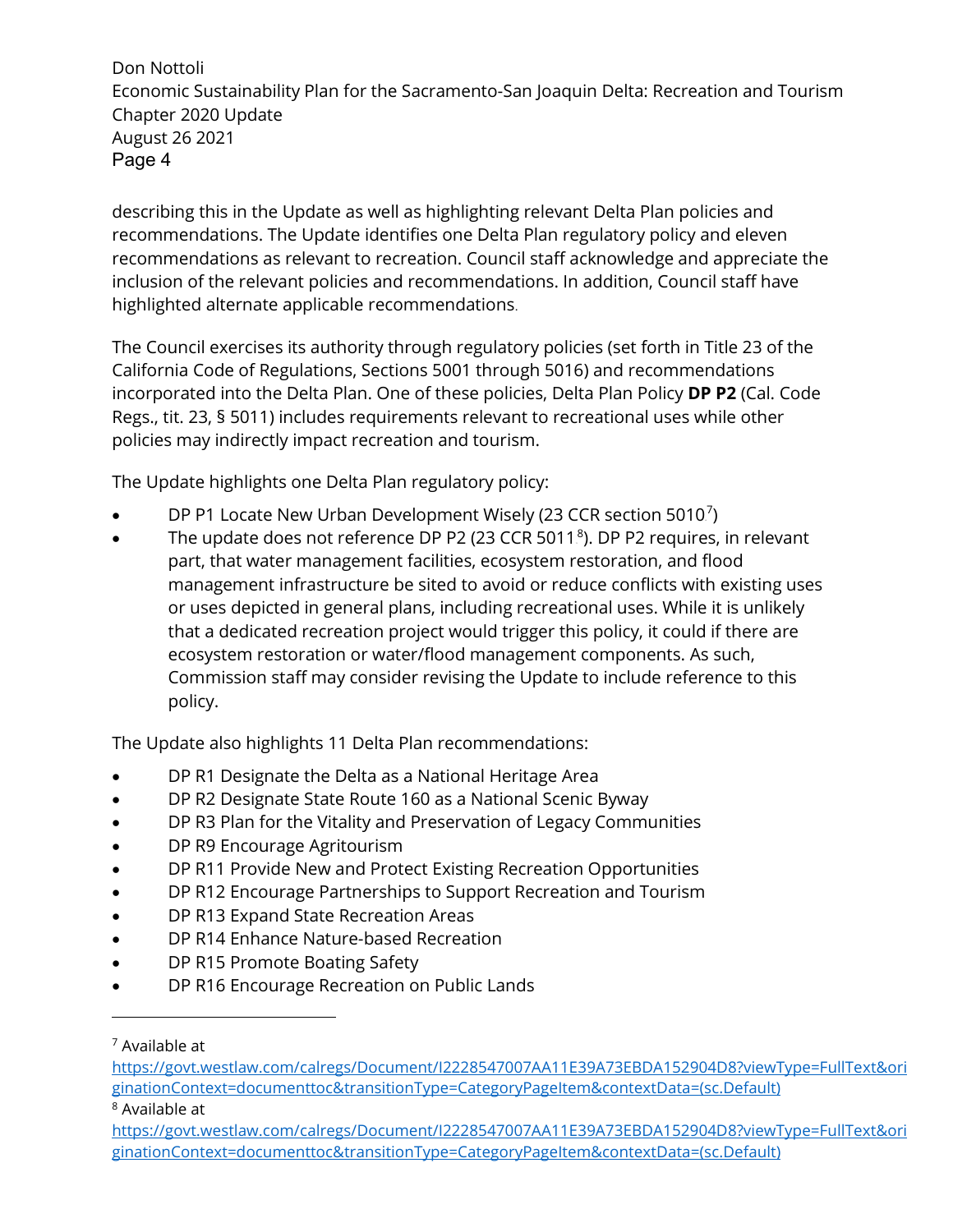describing this in the Update as well as highlighting relevant Delta Plan policies and recommendations. The Update identifies one Delta Plan regulatory policy and eleven recommendations as relevant to recreation. Council staff acknowledge and appreciate the inclusion of the relevant policies and recommendations. In addition, Council staff have highlighted alternate applicable recommendations.

The Council exercises its authority through regulatory policies (set forth in Title 23 of the California Code of Regulations, Sections 5001 through 5016) and recommendations incorporated into the Delta Plan. One of these policies, Delta Plan Policy **DP P2** (Cal. Code Regs., tit. 23, § 5011) includes requirements relevant to recreational uses while other policies may indirectly impact recreation and tourism.

The Update highlights one Delta Plan regulatory policy:

- DP P1 Locate New Urban Development Wisely (23 CCR section 5010[7])
- The update does not reference DP P2 (23 CCR 5011[8]). DP P2 requires, in relevant part, that water management facilities, ecosystem restoration, and flood management infrastructure be sited to avoid or reduce conflicts with existing uses or uses depicted in general plans, including recreational uses. While it is unlikely that a dedicated recreation project would trigger this policy, it could if there are ecosystem restoration or water/flood management components. As such, Commission staff may consider revising the Update to include reference to this policy.

The Update also highlights 11 Delta Plan recommendations:

- DP R1 Designate the Delta as a National Heritage Area
- DP R2 Designate State Route 160 as a National Scenic Byway
- DP R3 Plan for the Vitality and Preservation of Legacy Communities
- DP R9 Encourage Agritourism
- DP R11 Provide New and Protect Existing Recreation Opportunities
- DP R12 Encourage Partnerships to Support Recreation and Tourism
- DP R13 Expand State Recreation Areas
- DP R14 Enhance Nature-based Recreation
- DP R15 Promote Boating Safety
- DP R16 Encourage Recreation on Public Lands

---

[7] Available at https://govt.westlaw.com/calregs/Document/I2228547007AA11E39A73EBDA152904D8?viewType=FullText&originationContext=documenttoc&transitionType=CategoryPageItem&contextData=(sc.Default)

[8] Available at https://govt.westlaw.com/calregs/Document/I2228547007AA11E39A73EBDA152904D8?viewType=FullText&originationContext=documenttoc&transitionType=CategoryPageItem&contextData=(sc.Default)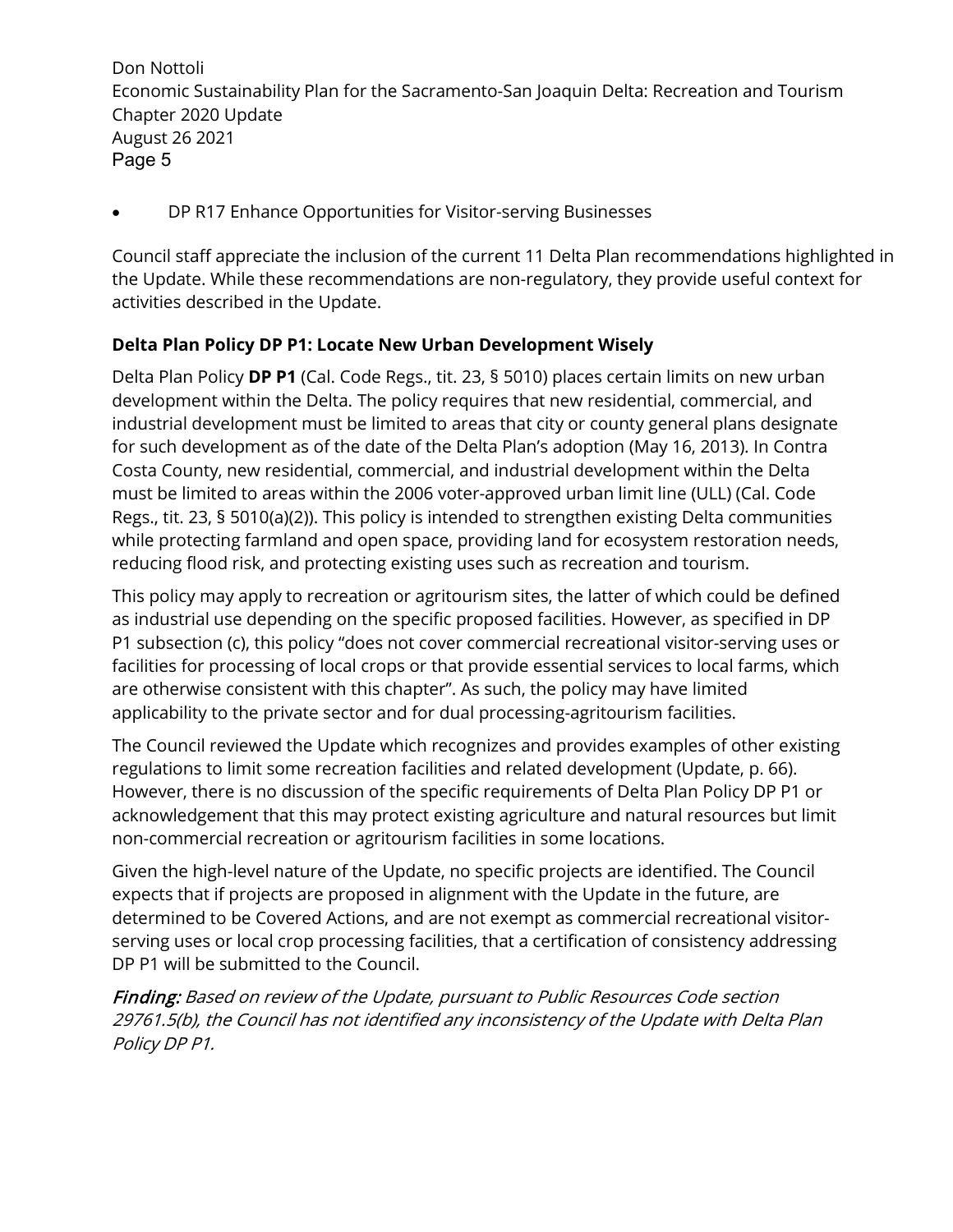- DP R17 Enhance Opportunities for Visitor-serving Businesses

Council staff appreciate the inclusion of the current 11 Delta Plan recommendations highlighted in the Update. While these recommendations are non-regulatory, they provide useful context for activities described in the Update.

**Delta Plan Policy DP P1: Locate New Urban Development Wisely**

Delta Plan Policy **DP P1** (Cal. Code Regs., tit. 23, § 5010) places certain limits on new urban development within the Delta. The policy requires that new residential, commercial, and industrial development must be limited to areas that city or county general plans designate for such development as of the date of the Delta Plan's adoption (May 16, 2013). In Contra Costa County, new residential, commercial, and industrial development within the Delta must be limited to areas within the 2006 voter-approved urban limit line (ULL) (Cal. Code Regs., tit. 23, § 5010(a)(2)). This policy is intended to strengthen existing Delta communities while protecting farmland and open space, providing land for ecosystem restoration needs, reducing flood risk, and protecting existing uses such as recreation and tourism.

This policy may apply to recreation or agritourism sites, the latter of which could be defined as industrial use depending on the specific proposed facilities. However, as specified in DP P1 subsection (c), this policy "does not cover commercial recreational visitor-serving uses or facilities for processing of local crops or that provide essential services to local farms, which are otherwise consistent with this chapter". As such, the policy may have limited applicability to the private sector and for dual processing-agritourism facilities.

The Council reviewed the Update which recognizes and provides examples of other existing regulations to limit some recreation facilities and related development (Update, p. 66). However, there is no discussion of the specific requirements of Delta Plan Policy DP P1 or acknowledgement that this may protect existing agriculture and natural resources but limit non-commercial recreation or agritourism facilities in some locations.

Given the high-level nature of the Update, no specific projects are identified. The Council expects that if projects are proposed in alignment with the Update in the future, are determined to be Covered Actions, and are not exempt as commercial recreational visitor-serving uses or local crop processing facilities, that a certification of consistency addressing DP P1 will be submitted to the Council.

***Finding:*** *Based on review of the Update, pursuant to Public Resources Code section 29761.5(b), the Council has not identified any inconsistency of the Update with Delta Plan Policy DP P1.*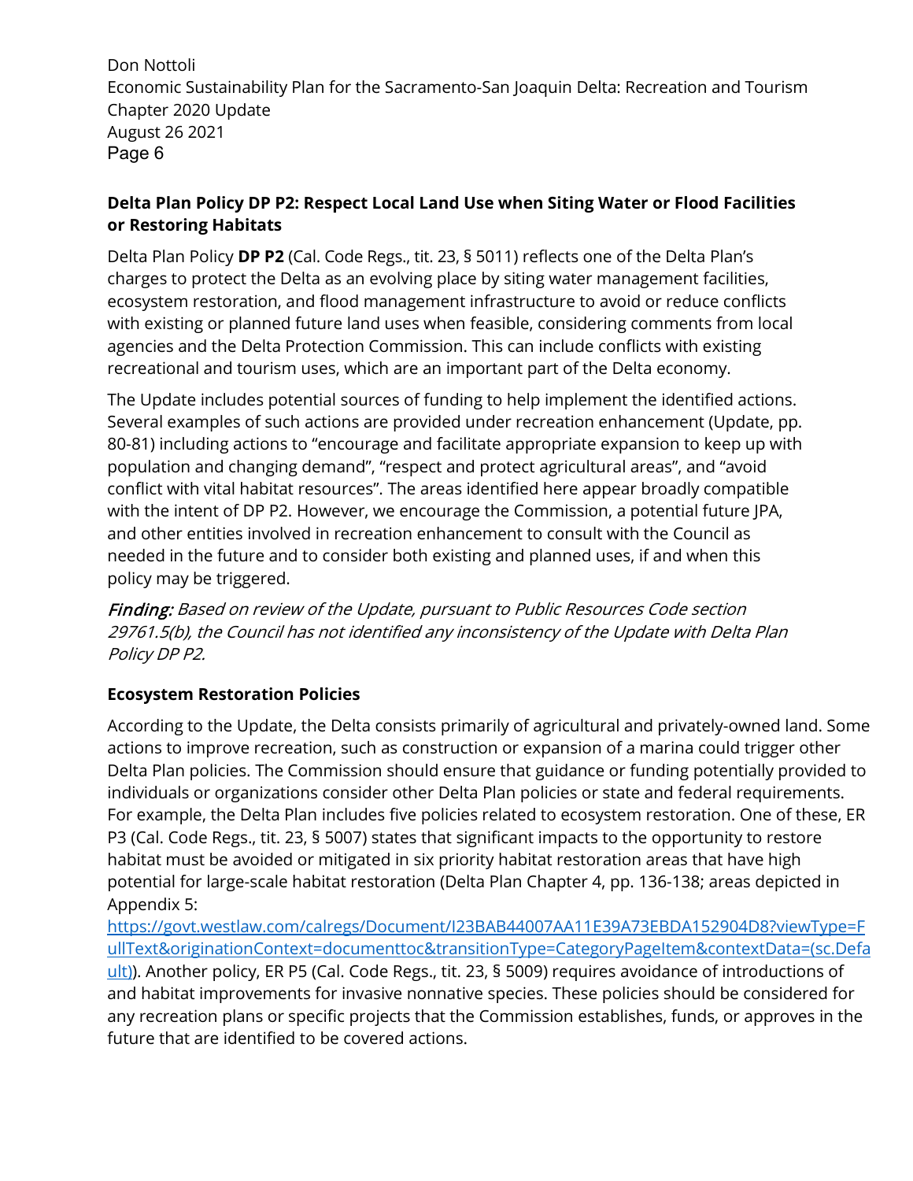**Delta Plan Policy DP P2: Respect Local Land Use when Siting Water or Flood Facilities or Restoring Habitats**

Delta Plan Policy **DP P2** (Cal. Code Regs., tit. 23, § 5011) reflects one of the Delta Plan's charges to protect the Delta as an evolving place by siting water management facilities, ecosystem restoration, and flood management infrastructure to avoid or reduce conflicts with existing or planned future land uses when feasible, considering comments from local agencies and the Delta Protection Commission. This can include conflicts with existing recreational and tourism uses, which are an important part of the Delta economy.

The Update includes potential sources of funding to help implement the identified actions. Several examples of such actions are provided under recreation enhancement (Update, pp. 80-81) including actions to "encourage and facilitate appropriate expansion to keep up with population and changing demand", "respect and protect agricultural areas", and "avoid conflict with vital habitat resources". The areas identified here appear broadly compatible with the intent of DP P2. However, we encourage the Commission, a potential future JPA, and other entities involved in recreation enhancement to consult with the Council as needed in the future and to consider both existing and planned uses, if and when this policy may be triggered.

*Finding: Based on review of the Update, pursuant to Public Resources Code section 29761.5(b), the Council has not identified any inconsistency of the Update with Delta Plan Policy DP P2.*

**Ecosystem Restoration Policies**

According to the Update, the Delta consists primarily of agricultural and privately-owned land. Some actions to improve recreation, such as construction or expansion of a marina could trigger other Delta Plan policies. The Commission should ensure that guidance or funding potentially provided to individuals or organizations consider other Delta Plan policies or state and federal requirements. For example, the Delta Plan includes five policies related to ecosystem restoration. One of these, ER P3 (Cal. Code Regs., tit. 23, § 5007) states that significant impacts to the opportunity to restore habitat must be avoided or mitigated in six priority habitat restoration areas that have high potential for large-scale habitat restoration (Delta Plan Chapter 4, pp. 136-138; areas depicted in Appendix 5: https://govt.westlaw.com/calregs/Document/I23BAB44007AA11E39A73EBDA152904D8?viewType=FullText&originationContext=documenttoc&transitionType=CategoryPageItem&contextData=(sc.Default)). Another policy, ER P5 (Cal. Code Regs., tit. 23, § 5009) requires avoidance of introductions of and habitat improvements for invasive nonnative species. These policies should be considered for any recreation plans or specific projects that the Commission establishes, funds, or approves in the future that are identified to be covered actions.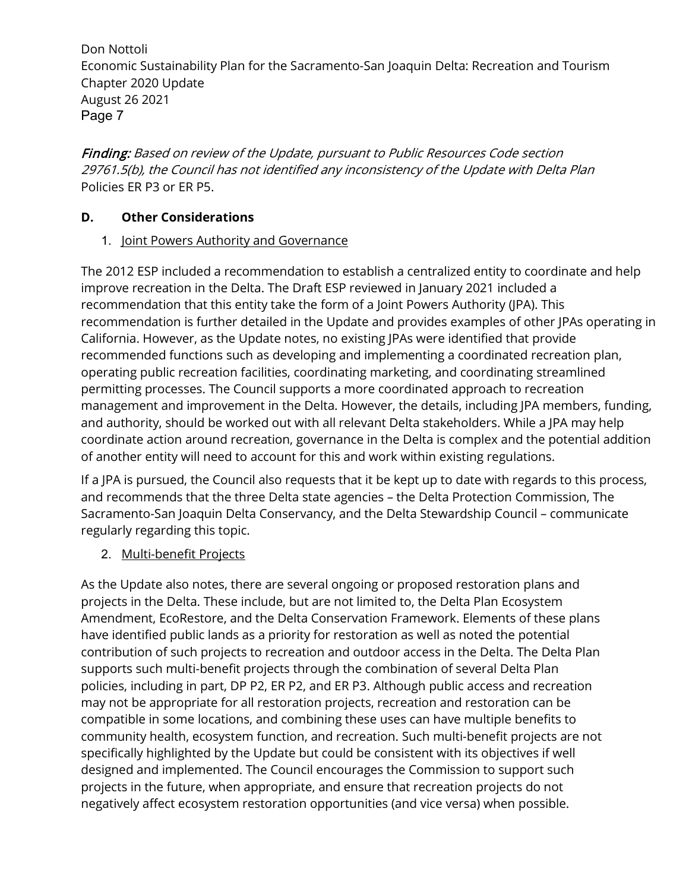***Finding:*** *Based on review of the Update, pursuant to Public Resources Code section 29761.5(b), the Council has not identified any inconsistency of the Update with Delta Plan* Policies ER P3 or ER P5.

## D. Other Considerations

### 1. Joint Powers Authority and Governance

The 2012 ESP included a recommendation to establish a centralized entity to coordinate and help improve recreation in the Delta. The Draft ESP reviewed in January 2021 included a recommendation that this entity take the form of a Joint Powers Authority (JPA). This recommendation is further detailed in the Update and provides examples of other JPAs operating in California. However, as the Update notes, no existing JPAs were identified that provide recommended functions such as developing and implementing a coordinated recreation plan, operating public recreation facilities, coordinating marketing, and coordinating streamlined permitting processes. The Council supports a more coordinated approach to recreation management and improvement in the Delta. However, the details, including JPA members, funding, and authority, should be worked out with all relevant Delta stakeholders. While a JPA may help coordinate action around recreation, governance in the Delta is complex and the potential addition of another entity will need to account for this and work within existing regulations.

If a JPA is pursued, the Council also requests that it be kept up to date with regards to this process, and recommends that the three Delta state agencies – the Delta Protection Commission, The Sacramento-San Joaquin Delta Conservancy, and the Delta Stewardship Council – communicate regularly regarding this topic.

### 2. Multi-benefit Projects

As the Update also notes, there are several ongoing or proposed restoration plans and projects in the Delta. These include, but are not limited to, the Delta Plan Ecosystem Amendment, EcoRestore, and the Delta Conservation Framework. Elements of these plans have identified public lands as a priority for restoration as well as noted the potential contribution of such projects to recreation and outdoor access in the Delta. The Delta Plan supports such multi-benefit projects through the combination of several Delta Plan policies, including in part, DP P2, ER P2, and ER P3. Although public access and recreation may not be appropriate for all restoration projects, recreation and restoration can be compatible in some locations, and combining these uses can have multiple benefits to community health, ecosystem function, and recreation. Such multi-benefit projects are not specifically highlighted by the Update but could be consistent with its objectives if well designed and implemented. The Council encourages the Commission to support such projects in the future, when appropriate, and ensure that recreation projects do not negatively affect ecosystem restoration opportunities (and vice versa) when possible.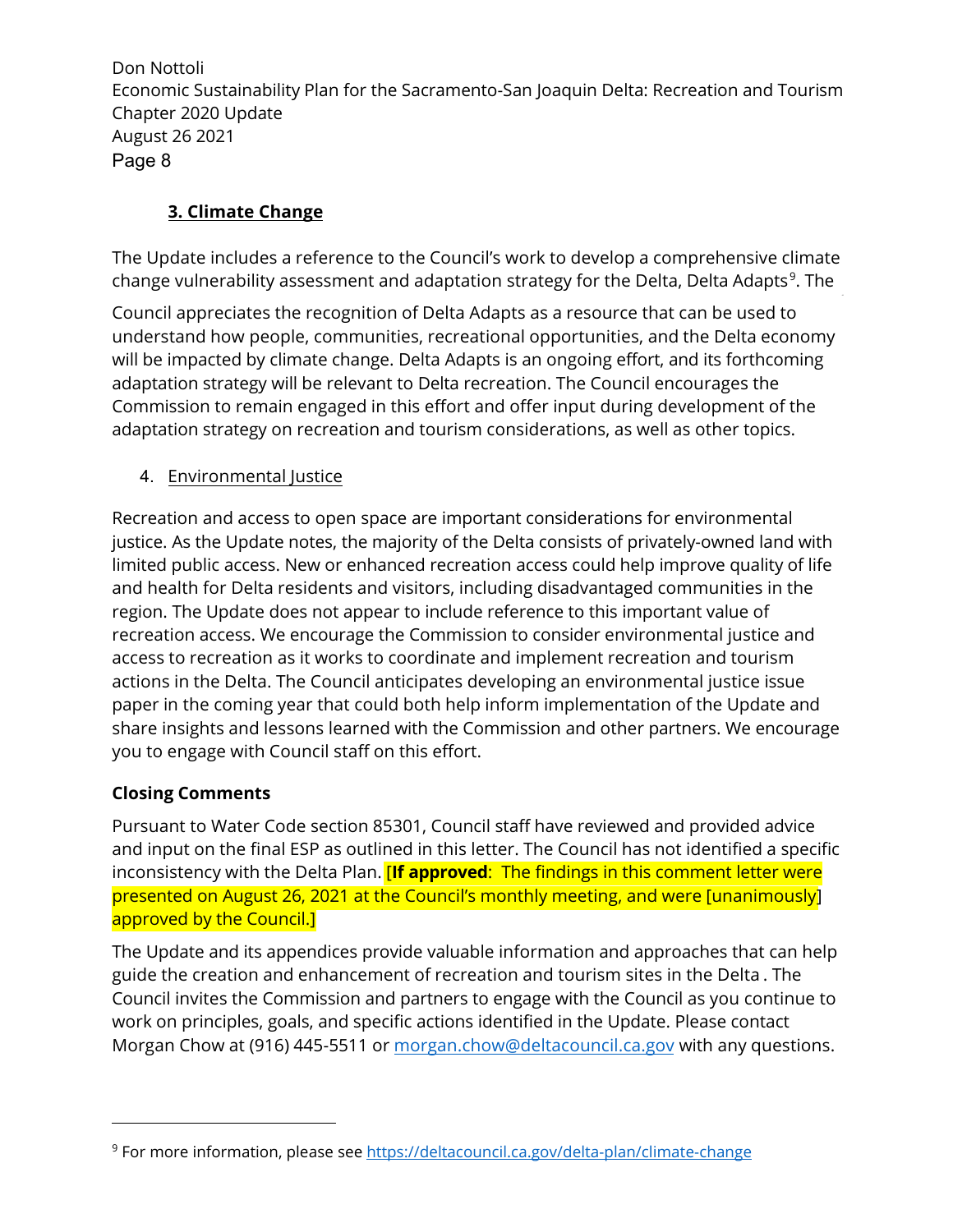### 3. Climate Change

The Update includes a reference to the Council's work to develop a comprehensive climate change vulnerability assessment and adaptation strategy for the Delta, Delta Adapts[9]. The Council appreciates the recognition of Delta Adapts as a resource that can be used to understand how people, communities, recreational opportunities, and the Delta economy will be impacted by climate change. Delta Adapts is an ongoing effort, and its forthcoming adaptation strategy will be relevant to Delta recreation. The Council encourages the Commission to remain engaged in this effort and offer input during development of the adaptation strategy on recreation and tourism considerations, as well as other topics.

### 4. Environmental Justice

Recreation and access to open space are important considerations for environmental justice. As the Update notes, the majority of the Delta consists of privately-owned land with limited public access. New or enhanced recreation access could help improve quality of life and health for Delta residents and visitors, including disadvantaged communities in the region. The Update does not appear to include reference to this important value of recreation access. We encourage the Commission to consider environmental justice and access to recreation as it works to coordinate and implement recreation and tourism actions in the Delta. The Council anticipates developing an environmental justice issue paper in the coming year that could both help inform implementation of the Update and share insights and lessons learned with the Commission and other partners. We encourage you to engage with Council staff on this effort.

**Closing Comments**

Pursuant to Water Code section 85301, Council staff have reviewed and provided advice and input on the final ESP as outlined in this letter. The Council has not identified a specific inconsistency with the Delta Plan. [**If approved**: The findings in this comment letter were presented on August 26, 2021 at the Council's monthly meeting, and were [unanimously] approved by the Council.]

The Update and its appendices provide valuable information and approaches that can help guide the creation and enhancement of recreation and tourism sites in the Delta . The Council invites the Commission and partners to engage with the Council as you continue to work on principles, goals, and specific actions identified in the Update. Please contact Morgan Chow at (916) 445-5511 or morgan.chow@deltacouncil.ca.gov with any questions.

---

[9] For more information, please see https://deltacouncil.ca.gov/delta-plan/climate-change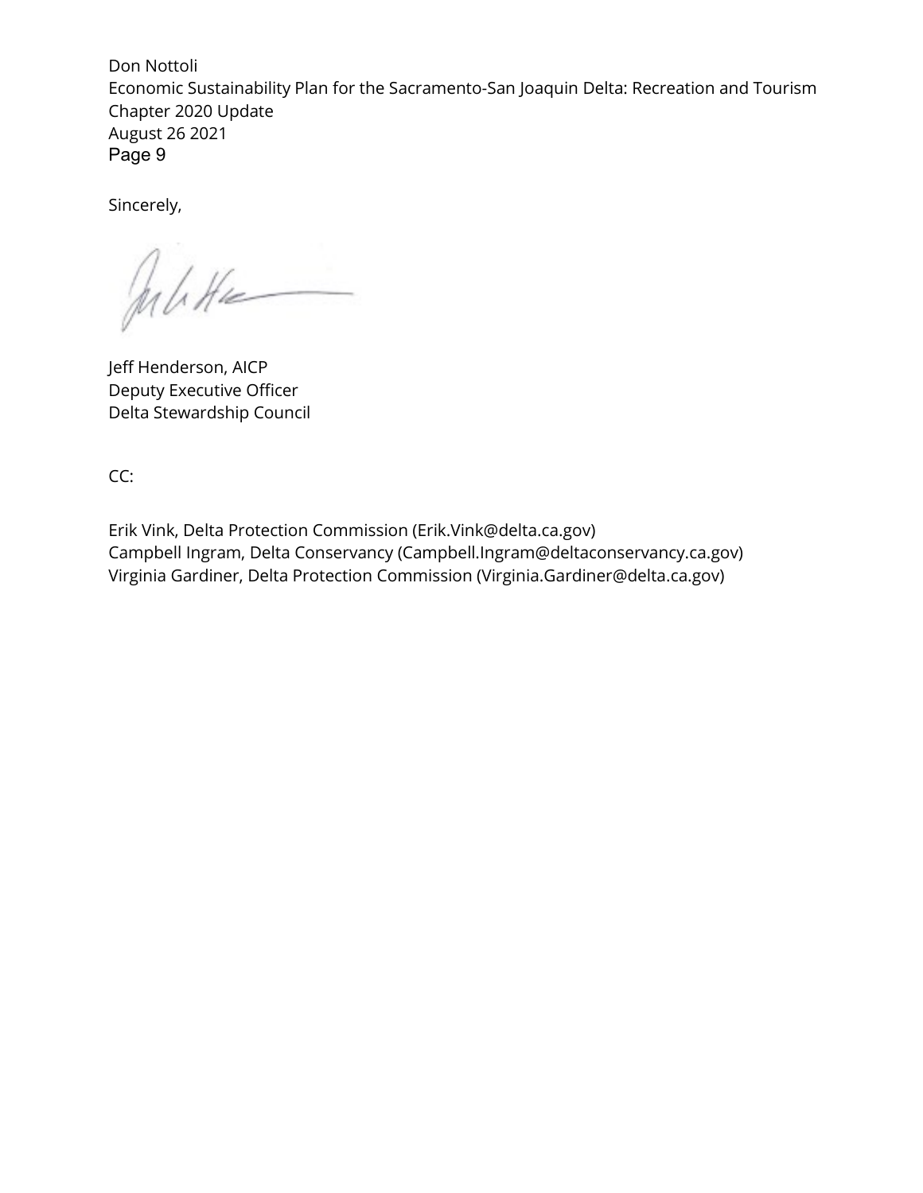Sincerely,

Jeff Henderson, AICP
Deputy Executive Officer
Delta Stewardship Council

CC:

Erik Vink, Delta Protection Commission (Erik.Vink@delta.ca.gov)
Campbell Ingram, Delta Conservancy (Campbell.Ingram@deltaconservancy.ca.gov)
Virginia Gardiner, Delta Protection Commission (Virginia.Gardiner@delta.ca.gov)